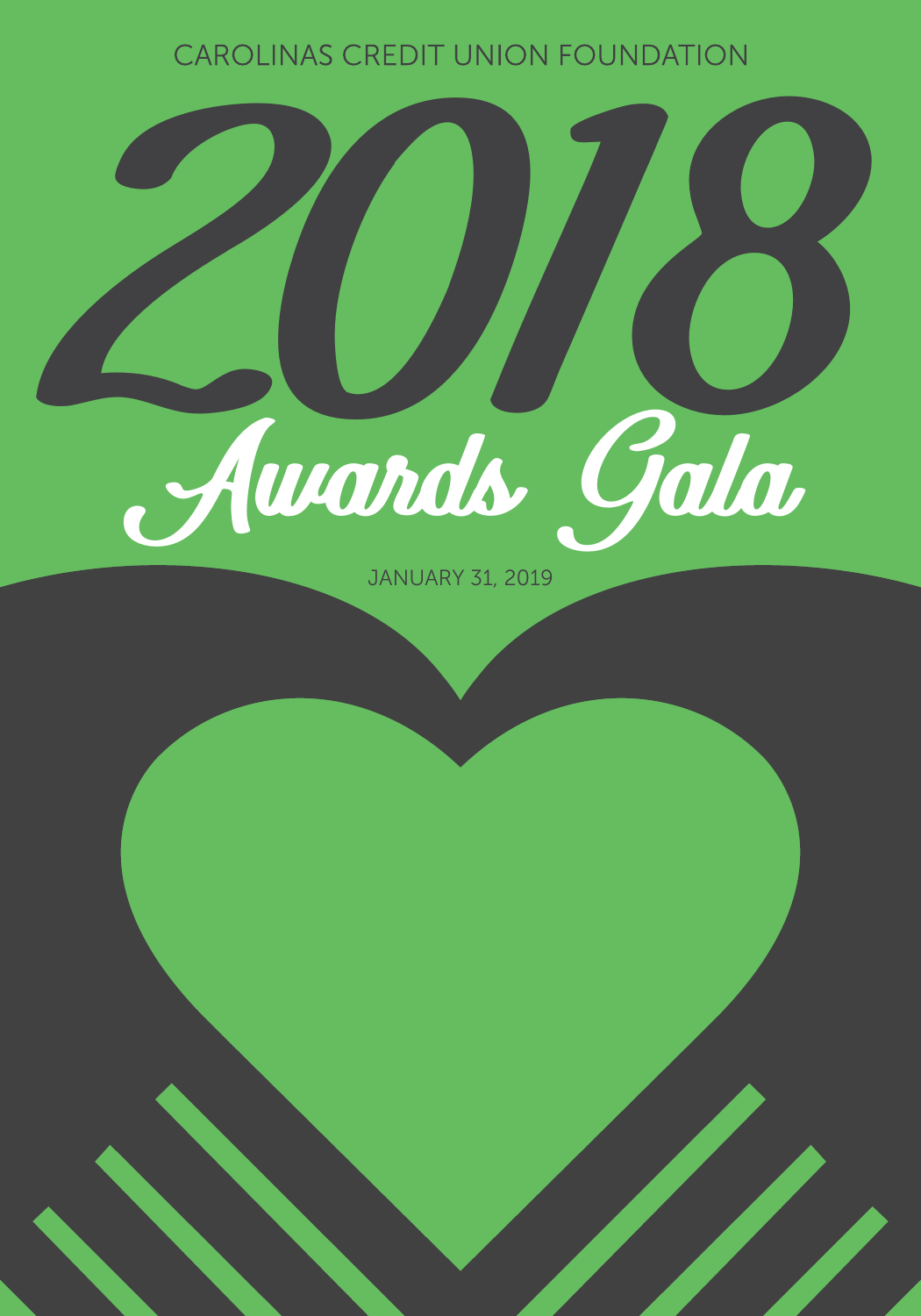CAROLINAS CREDIT UNION FOUNDATION

# 2018 Awards Gala

JANUARY 31, 2019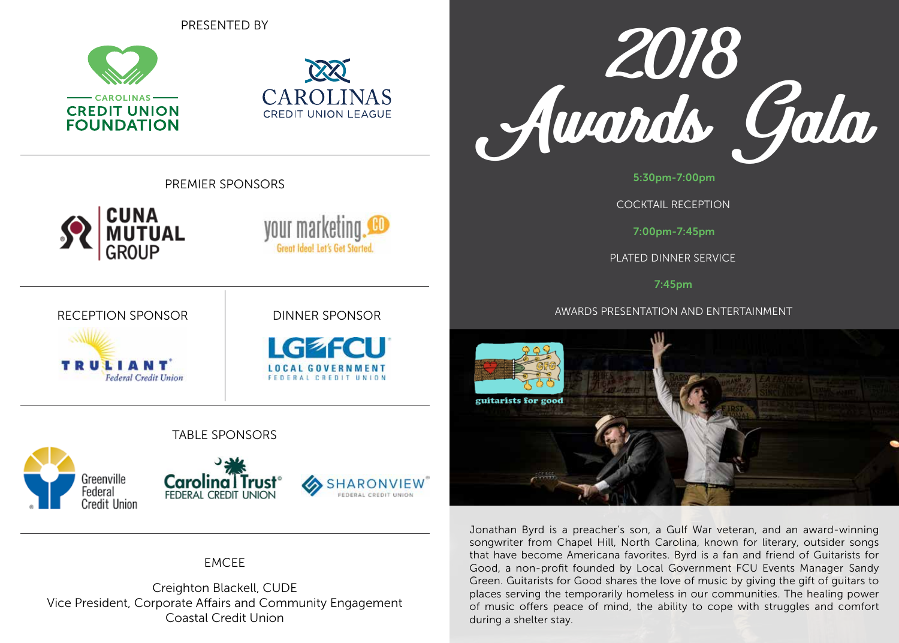PRESENTED BY

CAROLINAS CREDIT UNION FOUNDATION

CAROLINAS CREDIT UNION LEAGUE

PREMIER SPONSORS

CUNA MUTUAL GROUP

your marketing.CO
Great Idea! Let's Get Started.

RECEPTION SPONSOR

TRULIANT Federal Credit Union

DINNER SPONSOR

LGFCU LOCAL GOVERNMENT FEDERAL CREDIT UNION

TABLE SPONSORS

Greenville Federal Credit Union

Carolina Trust FEDERAL CREDIT UNION

SHARONVIEW FEDERAL CREDIT UNION

EMCEE

Creighton Blackell, CUDE
Vice President, Corporate Affairs and Community Engagement
Coastal Credit Union

# 2018 Awards Gala

**5:30pm-7:00pm**

COCKTAIL RECEPTION

**7:00pm-7:45pm**

PLATED DINNER SERVICE

**7:45pm**

AWARDS PRESENTATION AND ENTERTAINMENT

guitarists for good

Jonathan Byrd is a preacher's son, a Gulf War veteran, and an award-winning songwriter from Chapel Hill, North Carolina, known for literary, outsider songs that have become Americana favorites. Byrd is a fan and friend of Guitarists for Good, a non-profit founded by Local Government FCU Events Manager Sandy Green. Guitarists for Good shares the love of music by giving the gift of guitars to places serving the temporarily homeless in our communities. The healing power of music offers peace of mind, the ability to cope with struggles and comfort during a shelter stay.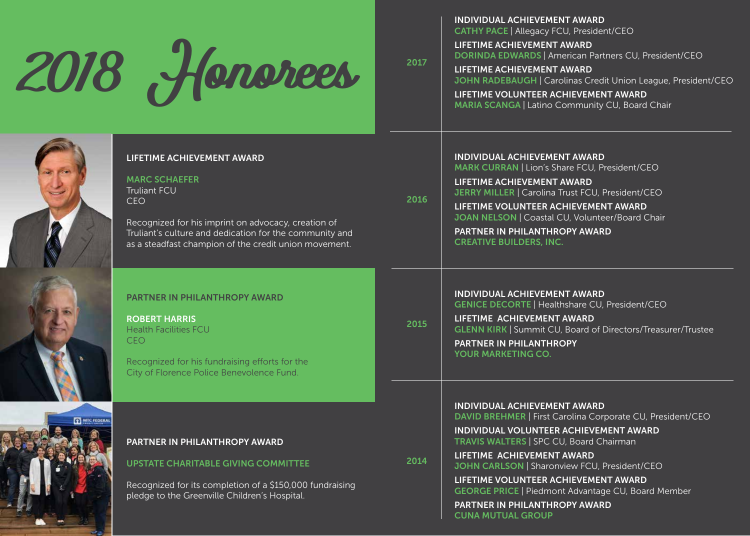# 2018 Honorees

### LIFETIME ACHIEVEMENT AWARD

**MARC SCHAEFER**
Truliant FCU
CEO

Recognized for his imprint on advocacy, creation of Truliant's culture and dedication for the community and as a steadfast champion of the credit union movement.

### PARTNER IN PHILANTHROPY AWARD

**ROBERT HARRIS**
Health Facilities FCU
CEO

Recognized for his fundraising efforts for the City of Florence Police Benevolence Fund.

### PARTNER IN PHILANTHROPY AWARD

**UPSTATE CHARITABLE GIVING COMMITTEE**

Recognized for its completion of a $150,000 fundraising pledge to the Greenville Children's Hospital.

## 2017

**INDIVIDUAL ACHIEVEMENT AWARD**
CATHY PACE | Allegacy FCU, President/CEO

**LIFETIME ACHIEVEMENT AWARD**
DORINDA EDWARDS | American Partners CU, President/CEO

**LIFETIME ACHIEVEMENT AWARD**
JOHN RADEBAUGH | Carolinas Credit Union League, President/CEO

**LIFETIME VOLUNTEER ACHIEVEMENT AWARD**
MARIA SCANGA | Latino Community CU, Board Chair

## 2016

**INDIVIDUAL ACHIEVEMENT AWARD**
MARK CURRAN | Lion's Share FCU, President/CEO

**LIFETIME ACHIEVEMENT AWARD**
JERRY MILLER | Carolina Trust FCU, President/CEO

**LIFETIME VOLUNTEER ACHIEVEMENT AWARD**
JOAN NELSON | Coastal CU, Volunteer/Board Chair

**PARTNER IN PHILANTHROPY AWARD**
CREATIVE BUILDERS, INC.

## 2015

**INDIVIDUAL ACHIEVEMENT AWARD**
GENICE DECORTE | Healthshare CU, President/CEO

**LIFETIME ACHIEVEMENT AWARD**
GLENN KIRK | Summit CU, Board of Directors/Treasurer/Trustee

**PARTNER IN PHILANTHROPY**
YOUR MARKETING CO.

## 2014

**INDIVIDUAL ACHIEVEMENT AWARD**
DAVID BREHMER | First Carolina Corporate CU, President/CEO

**INDIVIDUAL VOLUNTEER ACHIEVEMENT AWARD**
TRAVIS WALTERS | SPC CU, Board Chairman

**LIFETIME ACHIEVEMENT AWARD**
JOHN CARLSON | Sharonview FCU, President/CEO

**LIFETIME VOLUNTEER ACHIEVEMENT AWARD**
GEORGE PRICE | Piedmont Advantage CU, Board Member

**PARTNER IN PHILANTHROPY AWARD**
CUNA MUTUAL GROUP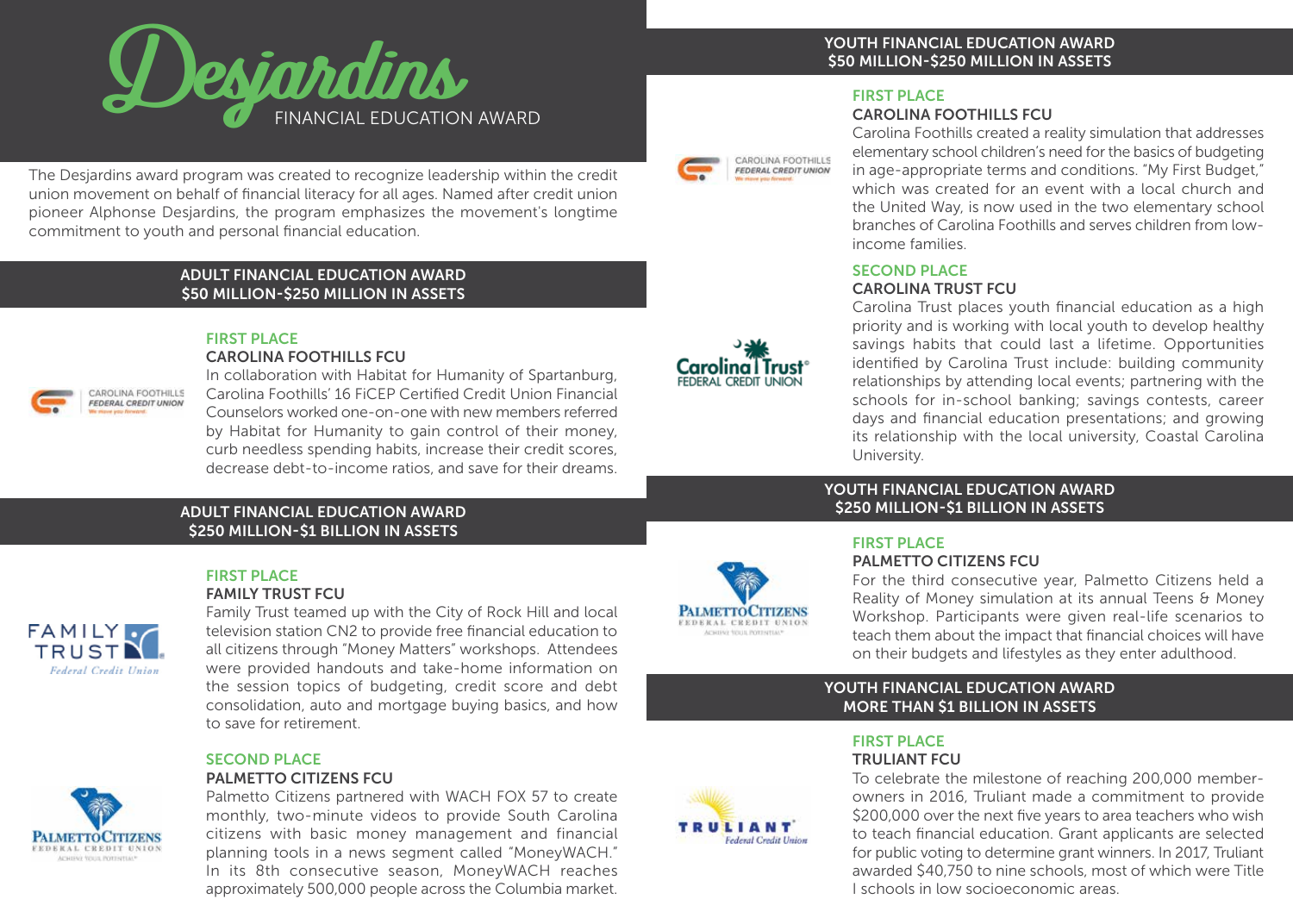# Desjardins FINANCIAL EDUCATION AWARD

The Desjardins award program was created to recognize leadership within the credit union movement on behalf of financial literacy for all ages. Named after credit union pioneer Alphonse Desjardins, the program emphasizes the movement's longtime commitment to youth and personal financial education.

## ADULT FINANCIAL EDUCATION AWARD $50 MILLION-$250 MILLION IN ASSETS

### FIRST PLACE

**CAROLINA FOOTHILLS FCU**

In collaboration with Habitat for Humanity of Spartanburg, Carolina Foothills' 16 FiCEP Certified Credit Union Financial Counselors worked one-on-one with new members referred by Habitat for Humanity to gain control of their money, curb needless spending habits, increase their credit scores, decrease debt-to-income ratios, and save for their dreams.

## ADULT FINANCIAL EDUCATION AWARD $250 MILLION-$1 BILLION IN ASSETS

### FIRST PLACE

**FAMILY TRUST FCU**

Family Trust teamed up with the City of Rock Hill and local television station CN2 to provide free financial education to all citizens through "Money Matters" workshops. Attendees were provided handouts and take-home information on the session topics of budgeting, credit score and debt consolidation, auto and mortgage buying basics, and how to save for retirement.

### SECOND PLACE

**PALMETTO CITIZENS FCU**

Palmetto Citizens partnered with WACH FOX 57 to create monthly, two-minute videos to provide South Carolina citizens with basic money management and financial planning tools in a news segment called "MoneyWACH." In its 8th consecutive season, MoneyWACH reaches approximately 500,000 people across the Columbia market.

## YOUTH FINANCIAL EDUCATION AWARD $50 MILLION-$250 MILLION IN ASSETS

### FIRST PLACE

**CAROLINA FOOTHILLS FCU**

Carolina Foothills created a reality simulation that addresses elementary school children's need for the basics of budgeting in age-appropriate terms and conditions. "My First Budget," which was created for an event with a local church and the United Way, is now used in the two elementary school branches of Carolina Foothills and serves children from low-income families.

### SECOND PLACE

**CAROLINA TRUST FCU**

Carolina Trust places youth financial education as a high priority and is working with local youth to develop healthy savings habits that could last a lifetime. Opportunities identified by Carolina Trust include: building community relationships by attending local events; partnering with the schools for in-school banking; savings contests, career days and financial education presentations; and growing its relationship with the local university, Coastal Carolina University.

## YOUTH FINANCIAL EDUCATION AWARD $250 MILLION-$1 BILLION IN ASSETS

### FIRST PLACE

**PALMETTO CITIZENS FCU**

For the third consecutive year, Palmetto Citizens held a Reality of Money simulation at its annual Teens & Money Workshop. Participants were given real-life scenarios to teach them about the impact that financial choices will have on their budgets and lifestyles as they enter adulthood.

## YOUTH FINANCIAL EDUCATION AWARD MORE THAN $1 BILLION IN ASSETS

### FIRST PLACE

**TRULIANT FCU**

To celebrate the milestone of reaching 200,000 member-owners in 2016, Truliant made a commitment to provide $200,000 over the next five years to area teachers who wish to teach financial education. Grant applicants are selected for public voting to determine grant winners. In 2017, Truliant awarded $40,750 to nine schools, most of which were Title I schools in low socioeconomic areas.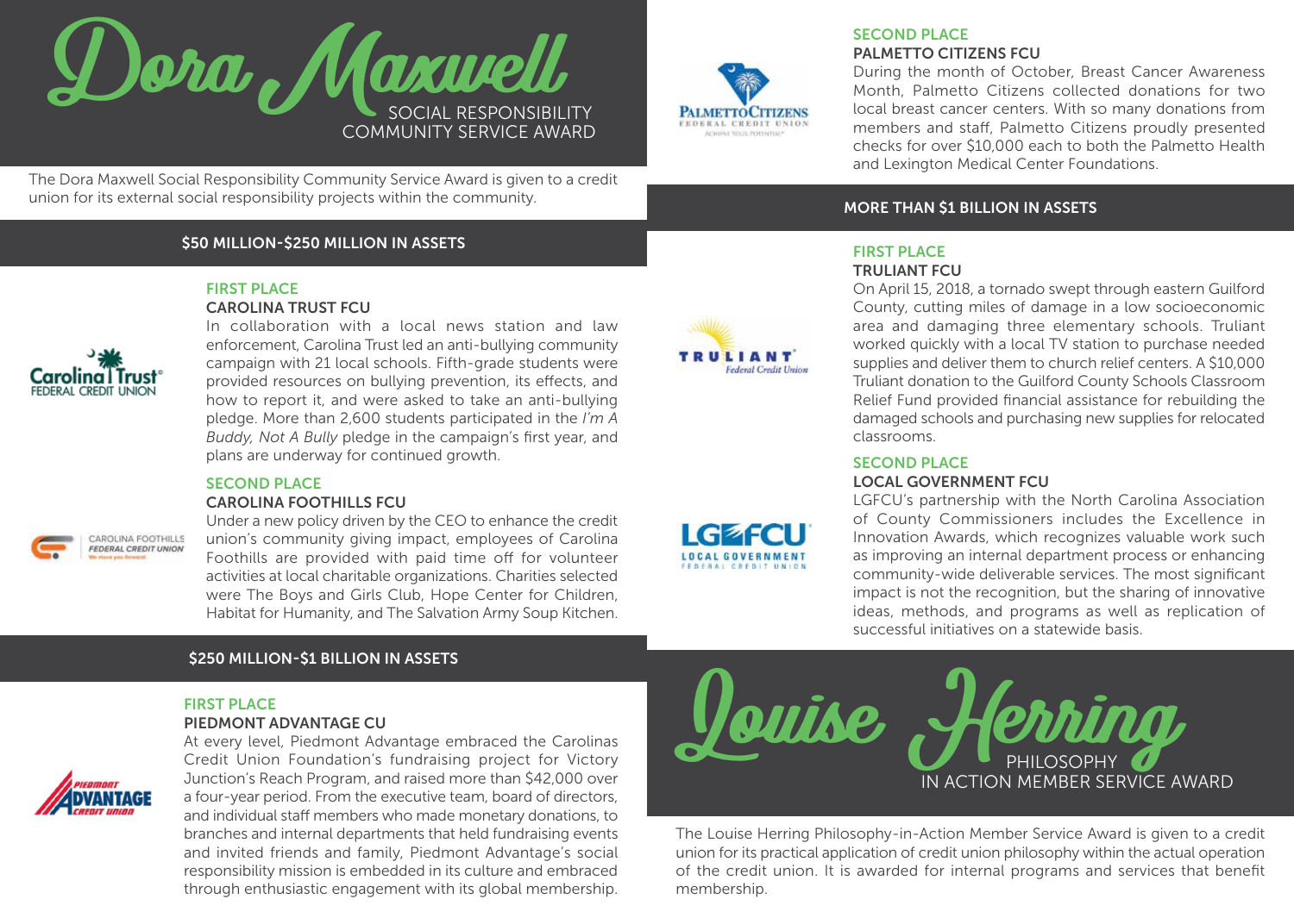# Dora Maxwell Social Responsibility Community Service Award

The Dora Maxwell Social Responsibility Community Service Award is given to a credit union for its external social responsibility projects within the community.

## $50 MILLION-$250 MILLION IN ASSETS

### FIRST PLACE

**CAROLINA TRUST FCU**

In collaboration with a local news station and law enforcement, Carolina Trust led an anti-bullying community campaign with 21 local schools. Fifth-grade students were provided resources on bullying prevention, its effects, and how to report it, and were asked to take an anti-bullying pledge. More than 2,600 students participated in the *I'm A Buddy, Not A Bully* pledge in the campaign's first year, and plans are underway for continued growth.

### SECOND PLACE

**CAROLINA FOOTHILLS FCU**

Under a new policy driven by the CEO to enhance the credit union's community giving impact, employees of Carolina Foothills are provided with paid time off for volunteer activities at local charitable organizations. Charities selected were The Boys and Girls Club, Hope Center for Children, Habitat for Humanity, and The Salvation Army Soup Kitchen.

## $250 MILLION-$1 BILLION IN ASSETS

### FIRST PLACE

**PIEDMONT ADVANTAGE CU**

At every level, Piedmont Advantage embraced the Carolinas Credit Union Foundation's fundraising project for Victory Junction's Reach Program, and raised more than $42,000 over a four-year period. From the executive team, board of directors, and individual staff members who made monetary donations, to branches and internal departments that held fundraising events and invited friends and family, Piedmont Advantage's social responsibility mission is embedded in its culture and embraced through enthusiastic engagement with its global membership.

### SECOND PLACE

**PALMETTO CITIZENS FCU**

During the month of October, Breast Cancer Awareness Month, Palmetto Citizens collected donations for two local breast cancer centers. With so many donations from members and staff, Palmetto Citizens proudly presented checks for over $10,000 each to both the Palmetto Health and Lexington Medical Center Foundations.

## MORE THAN $1 BILLION IN ASSETS

### FIRST PLACE

**TRULIANT FCU**

On April 15, 2018, a tornado swept through eastern Guilford County, cutting miles of damage in a low socioeconomic area and damaging three elementary schools. Truliant worked quickly with a local TV station to purchase needed supplies and deliver them to church relief centers. A $10,000 Truliant donation to the Guilford County Schools Classroom Relief Fund provided financial assistance for rebuilding the damaged schools and purchasing new supplies for relocated classrooms.

### SECOND PLACE

**LOCAL GOVERNMENT FCU**

LGFCU's partnership with the North Carolina Association of County Commissioners includes the Excellence in Innovation Awards, which recognizes valuable work such as improving an internal department process or enhancing community-wide deliverable services. The most significant impact is not the recognition, but the sharing of innovative ideas, methods, and programs as well as replication of successful initiatives on a statewide basis.

# Louise Herring Philosophy in Action Member Service Award

The Louise Herring Philosophy-in-Action Member Service Award is given to a credit union for its practical application of credit union philosophy within the actual operation of the credit union. It is awarded for internal programs and services that benefit membership.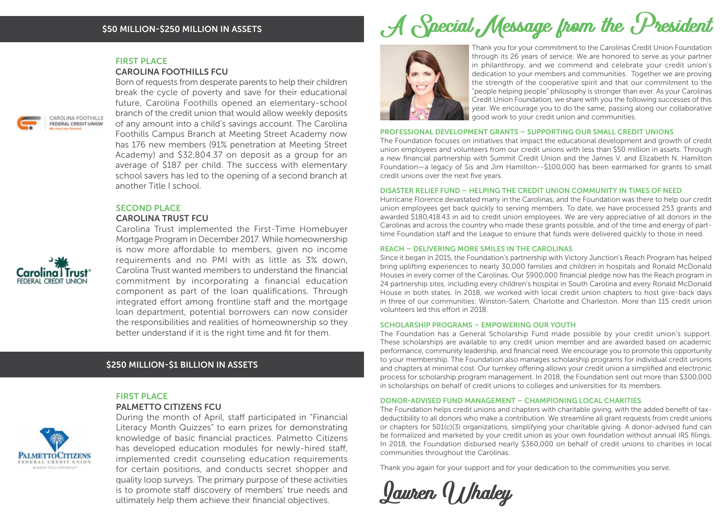## $50 MILLION-$250 MILLION IN ASSETS

### FIRST PLACE

### CAROLINA FOOTHILLS FCU

Born of requests from desperate parents to help their children break the cycle of poverty and save for their educational future, Carolina Foothills opened an elementary-school branch of the credit union that would allow weekly deposits of any amount into a child's savings account. The Carolina Foothills Campus Branch at Meeting Street Academy now has 176 new members (91% penetration at Meeting Street Academy) and $32,804.37 on deposit as a group for an average of $187 per child. The success with elementary school savers has led to the opening of a second branch at another Title I school.

### SECOND PLACE

### CAROLINA TRUST FCU

Carolina Trust implemented the First-Time Homebuyer Mortgage Program in December 2017. While homeownership is now more affordable to members, given no income requirements and no PMI with as little as 3% down, Carolina Trust wanted members to understand the financial commitment by incorporating a financial education component as part of the loan qualifications. Through integrated effort among frontline staff and the mortgage loan department, potential borrowers can now consider the responsibilities and realities of homeownership so they better understand if it is the right time and fit for them.

## $250 MILLION-$1 BILLION IN ASSETS

### FIRST PLACE

### PALMETTO CITIZENS FCU

During the month of April, staff participated in "Financial Literacy Month Quizzes" to earn prizes for demonstrating knowledge of basic financial practices. Palmetto Citizens has developed education modules for newly-hired staff, implemented credit counseling education requirements for certain positions, and conducts secret shopper and quality loop surveys. The primary purpose of these activities is to promote staff discovery of members' true needs and ultimately help them achieve their financial objectives.

# A Special Message from the President

Thank you for your commitment to the Carolinas Credit Union Foundation through its 26 years of service. We are honored to serve as your partner in philanthropy, and we commend and celebrate your credit union's dedication to your members and communities. Together we are proving the strength of the cooperative spirit and that our commitment to the "people helping people" philosophy is stronger than ever. As your Carolinas Credit Union Foundation, we share with you the following successes of this year. We encourage you to do the same, passing along our collaborative good work to your credit union and communities.

### PROFESSIONAL DEVELOPMENT GRANTS – SUPPORTING OUR SMALL CREDIT UNIONS

The Foundation focuses on initiatives that impact the educational development and growth of credit union employees and volunteers from our credit unions with less than $50 million in assets. Through a new financial partnership with Summit Credit Union and the James V. and Elizabeth N. Hamilton Foundation—a legacy of Sis and Jim Hamilton--$100,000 has been earmarked for grants to small credit unions over the next five years.

### DISASTER RELIEF FUND – HELPING THE CREDIT UNION COMMUNITY IN TIMES OF NEED

Hurricane Florence devastated many in the Carolinas, and the Foundation was there to help our credit union employees get back quickly to serving members. To date, we have processed 253 grants and awarded $180,418.43 in aid to credit union employees. We are very appreciative of all donors in the Carolinas and across the country who made these grants possible, and of the time and energy of part-time Foundation staff and the League to ensure that funds were delivered quickly to those in need.

### REACH – DELIVERING MORE SMILES IN THE CAROLINAS

Since it began in 2015, the Foundation's partnership with Victory Junction's Reach Program has helped bring uplifting experiences to nearly 30,000 families and children in hospitals and Ronald McDonald Houses in every corner of the Carolinas. Our $900,000 financial pledge now has the Reach program in 24 partnership sites, including every children's hospital in South Carolina and every Ronald McDonald House in both states. In 2018, we worked with local credit union chapters to host give-back days in three of our communities: Winston-Salem, Charlotte and Charleston. More than 115 credit union volunteers led this effort in 2018.

### SCHOLARSHIP PROGRAMS – EMPOWERING OUR YOUTH

The Foundation has a General Scholarship Fund made possible by your credit union's support. These scholarships are available to any credit union member and are awarded based on academic performance, community leadership, and financial need. We encourage you to promote this opportunity to your membership. The Foundation also manages scholarship programs for individual credit unions and chapters at minimal cost. Our turnkey offering allows your credit union a simplified and electronic process for scholarship program management. In 2018, the Foundation sent out more than $300,000 in scholarships on behalf of credit unions to colleges and universities for its members.

### DONOR-ADVISED FUND MANAGEMENT – CHAMPIONING LOCAL CHARITIES

The Foundation helps credit unions and chapters with charitable giving, with the added benefit of tax-deductibility to all donors who make a contribution. We streamline all grant requests from credit unions or chapters for 501(c)(3) organizations, simplifying your charitable giving. A donor-advised fund can be formalized and marketed by your credit union as your own foundation without annual IRS filings. In 2018, the Foundation disbursed nearly $360,000 on behalf of credit unions to charities in local communities throughout the Carolinas.

Thank you again for your support and for your dedication to the communities you serve.

*Lauren Whaley*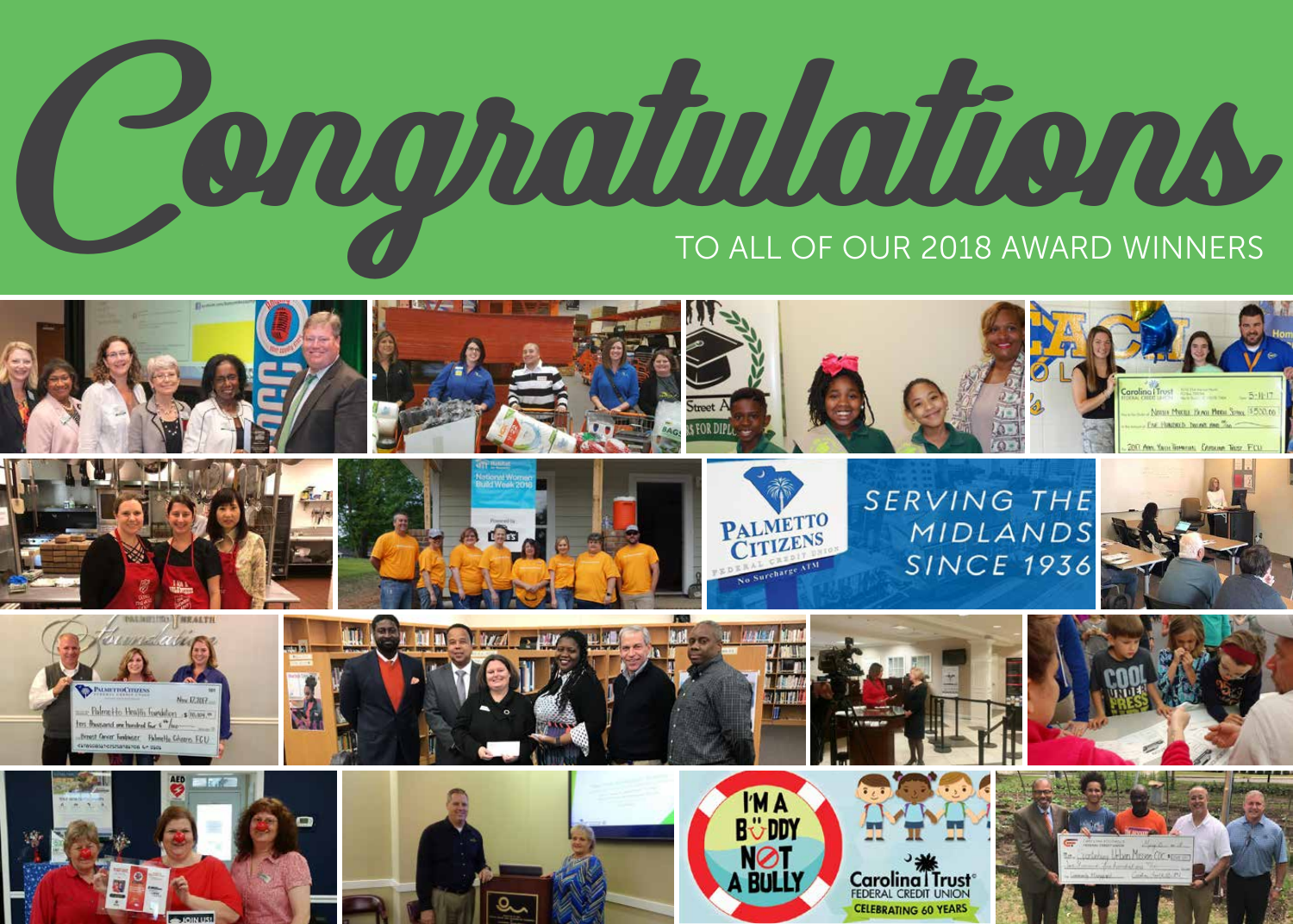# Congratulations

TO ALL OF OUR 2018 AWARD WINNERS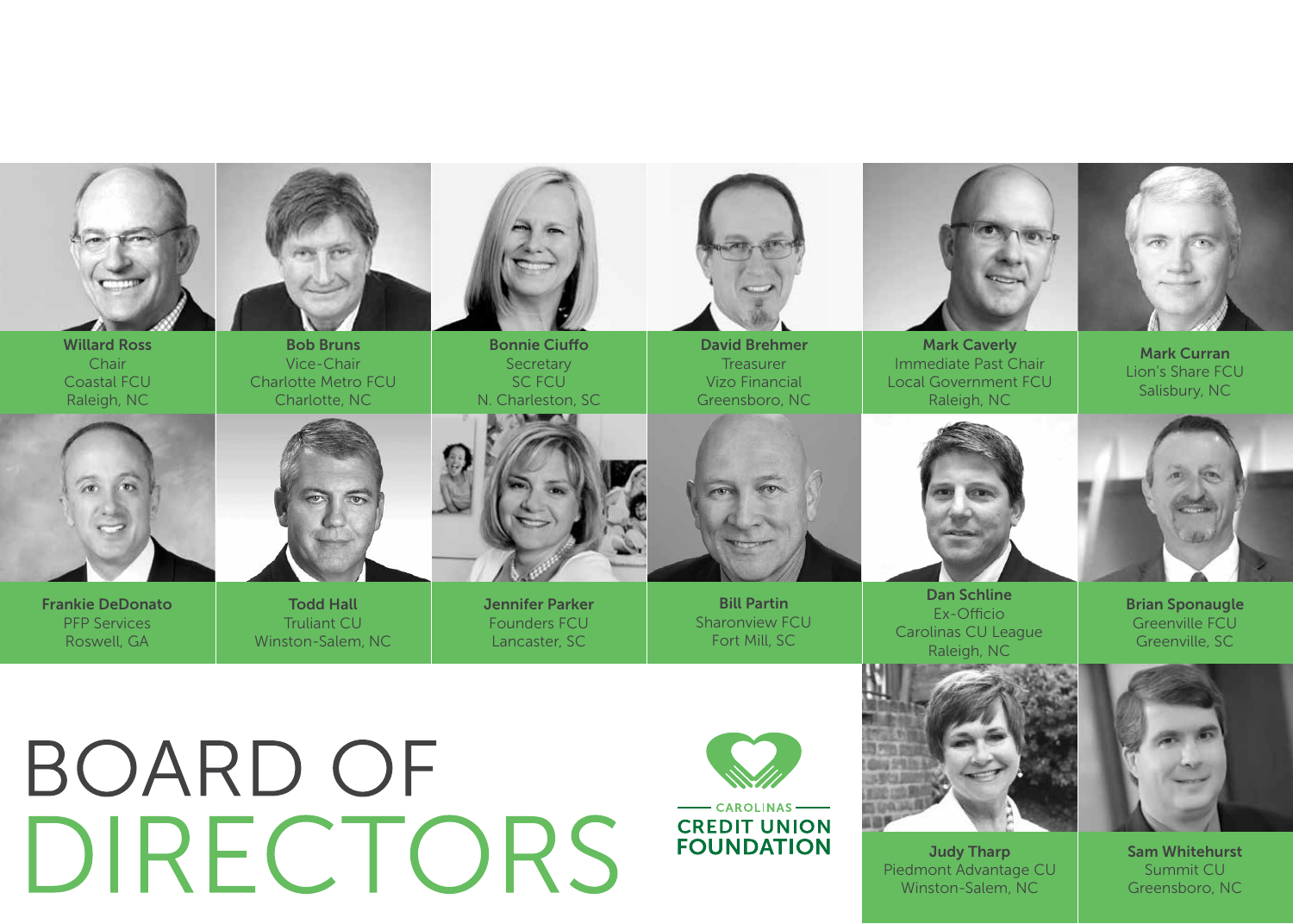# BOARD OF DIRECTORS

CAROLINAS CREDIT UNION FOUNDATION

**Willard Ross**
Chair
Coastal FCU
Raleigh, NC

**Bob Bruns**
Vice-Chair
Charlotte Metro FCU
Charlotte, NC

**Bonnie Ciuffo**
Secretary
SC FCU
N. Charleston, SC

**David Brehmer**
Treasurer
Vizo Financial
Greensboro, NC

**Mark Caverly**
Immediate Past Chair
Local Government FCU
Raleigh, NC

**Mark Curran**
Lion's Share FCU
Salisbury, NC

**Frankie DeDonato**
PFP Services
Roswell, GA

**Todd Hall**
Truliant CU
Winston-Salem, NC

**Jennifer Parker**
Founders FCU
Lancaster, SC

**Bill Partin**
Sharonview FCU
Fort Mill, SC

**Dan Schline**
Ex-Officio
Carolinas CU League
Raleigh, NC

**Brian Sponaugle**
Greenville FCU
Greenville, SC

**Judy Tharp**
Piedmont Advantage CU
Winston-Salem, NC

**Sam Whitehurst**
Summit CU
Greensboro, NC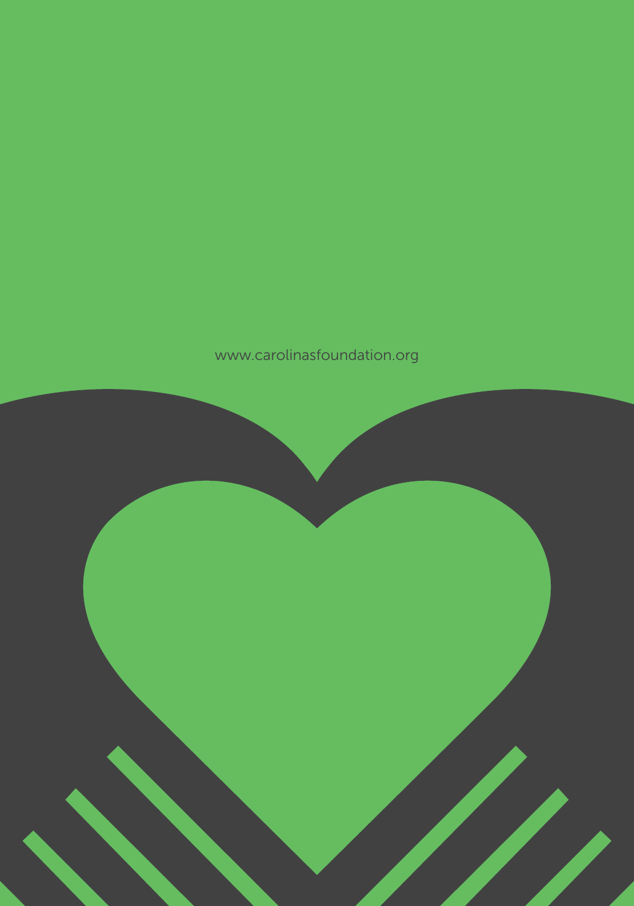www.carolinasfoundation.org